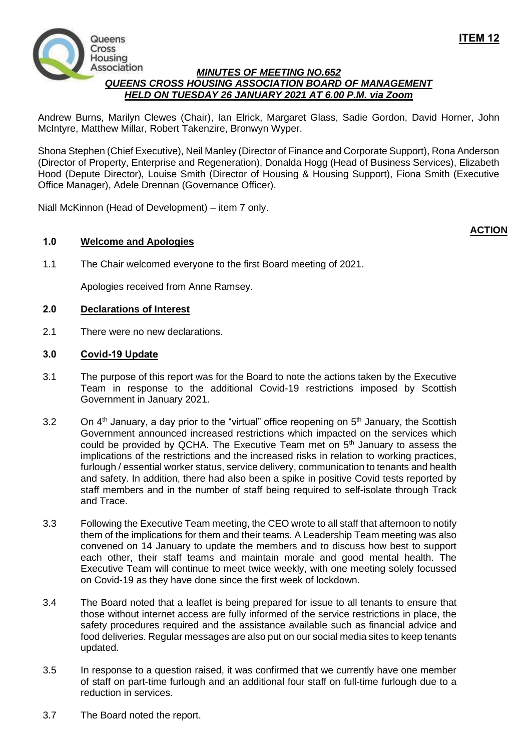**ITEM 12**

***MINUTES OF MEETING NO.652***
***QUEENS CROSS HOUSING ASSOCIATION BOARD OF MANAGEMENT***
***HELD ON TUESDAY 26 JANUARY 2021 AT 6.00 P.M. via Zoom***

Andrew Burns, Marilyn Clewes (Chair), Ian Elrick, Margaret Glass, Sadie Gordon, David Horner, John McIntyre, Matthew Millar, Robert Takenzire, Bronwyn Wyper.

Shona Stephen (Chief Executive), Neil Manley (Director of Finance and Corporate Support), Rona Anderson (Director of Property, Enterprise and Regeneration), Donalda Hogg (Head of Business Services), Elizabeth Hood (Depute Director), Louise Smith (Director of Housing & Housing Support), Fiona Smith (Executive Office Manager), Adele Drennan (Governance Officer).

Niall McKinnon (Head of Development) – item 7 only.

**ACTION**

**1.0 Welcome and Apologies**

1.1 The Chair welcomed everyone to the first Board meeting of 2021.

Apologies received from Anne Ramsey.

**2.0 Declarations of Interest**

2.1 There were no new declarations.

**3.0 Covid-19 Update**

3.1 The purpose of this report was for the Board to note the actions taken by the Executive Team in response to the additional Covid-19 restrictions imposed by Scottish Government in January 2021.

3.2 On 4th January, a day prior to the "virtual" office reopening on 5th January, the Scottish Government announced increased restrictions which impacted on the services which could be provided by QCHA. The Executive Team met on 5th January to assess the implications of the restrictions and the increased risks in relation to working practices, furlough / essential worker status, service delivery, communication to tenants and health and safety. In addition, there had also been a spike in positive Covid tests reported by staff members and in the number of staff being required to self-isolate through Track and Trace.

3.3 Following the Executive Team meeting, the CEO wrote to all staff that afternoon to notify them of the implications for them and their teams. A Leadership Team meeting was also convened on 14 January to update the members and to discuss how best to support each other, their staff teams and maintain morale and good mental health. The Executive Team will continue to meet twice weekly, with one meeting solely focussed on Covid-19 as they have done since the first week of lockdown.

3.4 The Board noted that a leaflet is being prepared for issue to all tenants to ensure that those without internet access are fully informed of the service restrictions in place, the safety procedures required and the assistance available such as financial advice and food deliveries. Regular messages are also put on our social media sites to keep tenants updated.

3.5 In response to a question raised, it was confirmed that we currently have one member of staff on part-time furlough and an additional four staff on full-time furlough due to a reduction in services.

3.7 The Board noted the report.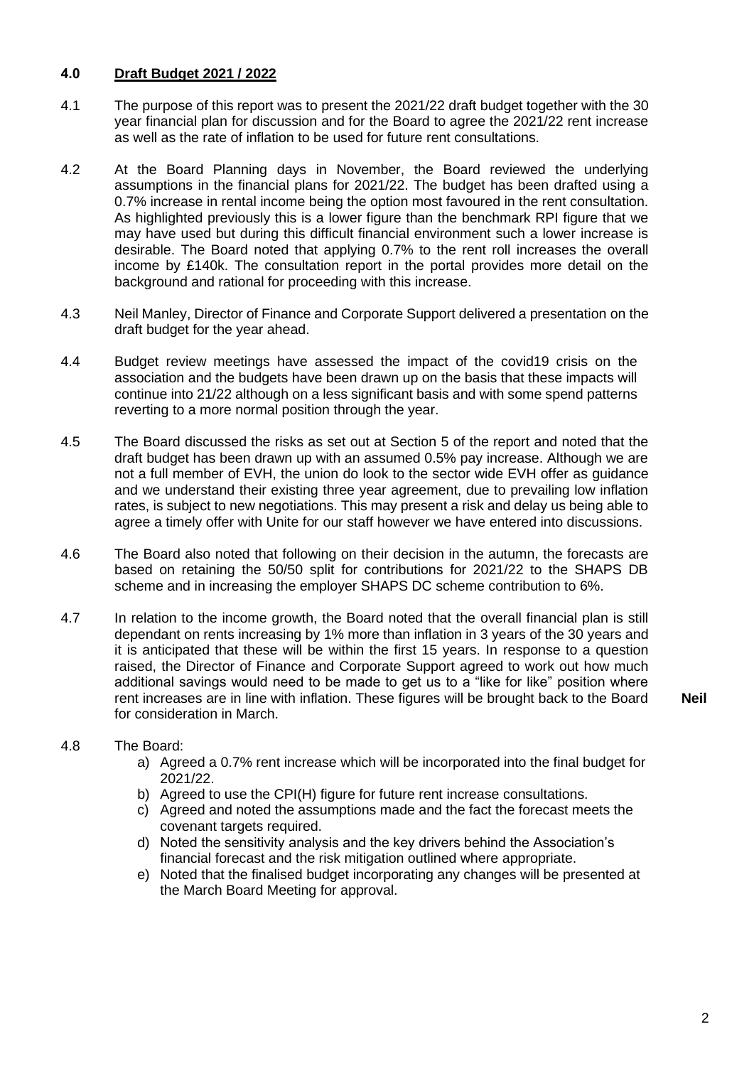## 4.0 Draft Budget 2021 / 2022

4.1 The purpose of this report was to present the 2021/22 draft budget together with the 30 year financial plan for discussion and for the Board to agree the 2021/22 rent increase as well as the rate of inflation to be used for future rent consultations.

4.2 At the Board Planning days in November, the Board reviewed the underlying assumptions in the financial plans for 2021/22. The budget has been drafted using a 0.7% increase in rental income being the option most favoured in the rent consultation. As highlighted previously this is a lower figure than the benchmark RPI figure that we may have used but during this difficult financial environment such a lower increase is desirable. The Board noted that applying 0.7% to the rent roll increases the overall income by £140k. The consultation report in the portal provides more detail on the background and rational for proceeding with this increase.

4.3 Neil Manley, Director of Finance and Corporate Support delivered a presentation on the draft budget for the year ahead.

4.4 Budget review meetings have assessed the impact of the covid19 crisis on the association and the budgets have been drawn up on the basis that these impacts will continue into 21/22 although on a less significant basis and with some spend patterns reverting to a more normal position through the year.

4.5 The Board discussed the risks as set out at Section 5 of the report and noted that the draft budget has been drawn up with an assumed 0.5% pay increase. Although we are not a full member of EVH, the union do look to the sector wide EVH offer as guidance and we understand their existing three year agreement, due to prevailing low inflation rates, is subject to new negotiations. This may present a risk and delay us being able to agree a timely offer with Unite for our staff however we have entered into discussions.

4.6 The Board also noted that following on their decision in the autumn, the forecasts are based on retaining the 50/50 split for contributions for 2021/22 to the SHAPS DB scheme and in increasing the employer SHAPS DC scheme contribution to 6%.

4.7 In relation to the income growth, the Board noted that the overall financial plan is still dependant on rents increasing by 1% more than inflation in 3 years of the 30 years and it is anticipated that these will be within the first 15 years. In response to a question raised, the Director of Finance and Corporate Support agreed to work out how much additional savings would need to be made to get us to a "like for like" position where rent increases are in line with inflation. These figures will be brought back to the Board for consideration in March. **Neil**

4.8 The Board:

a) Agreed a 0.7% rent increase which will be incorporated into the final budget for 2021/22.
b) Agreed to use the CPI(H) figure for future rent increase consultations.
c) Agreed and noted the assumptions made and the fact the forecast meets the covenant targets required.
d) Noted the sensitivity analysis and the key drivers behind the Association's financial forecast and the risk mitigation outlined where appropriate.
e) Noted that the finalised budget incorporating any changes will be presented at the March Board Meeting for approval.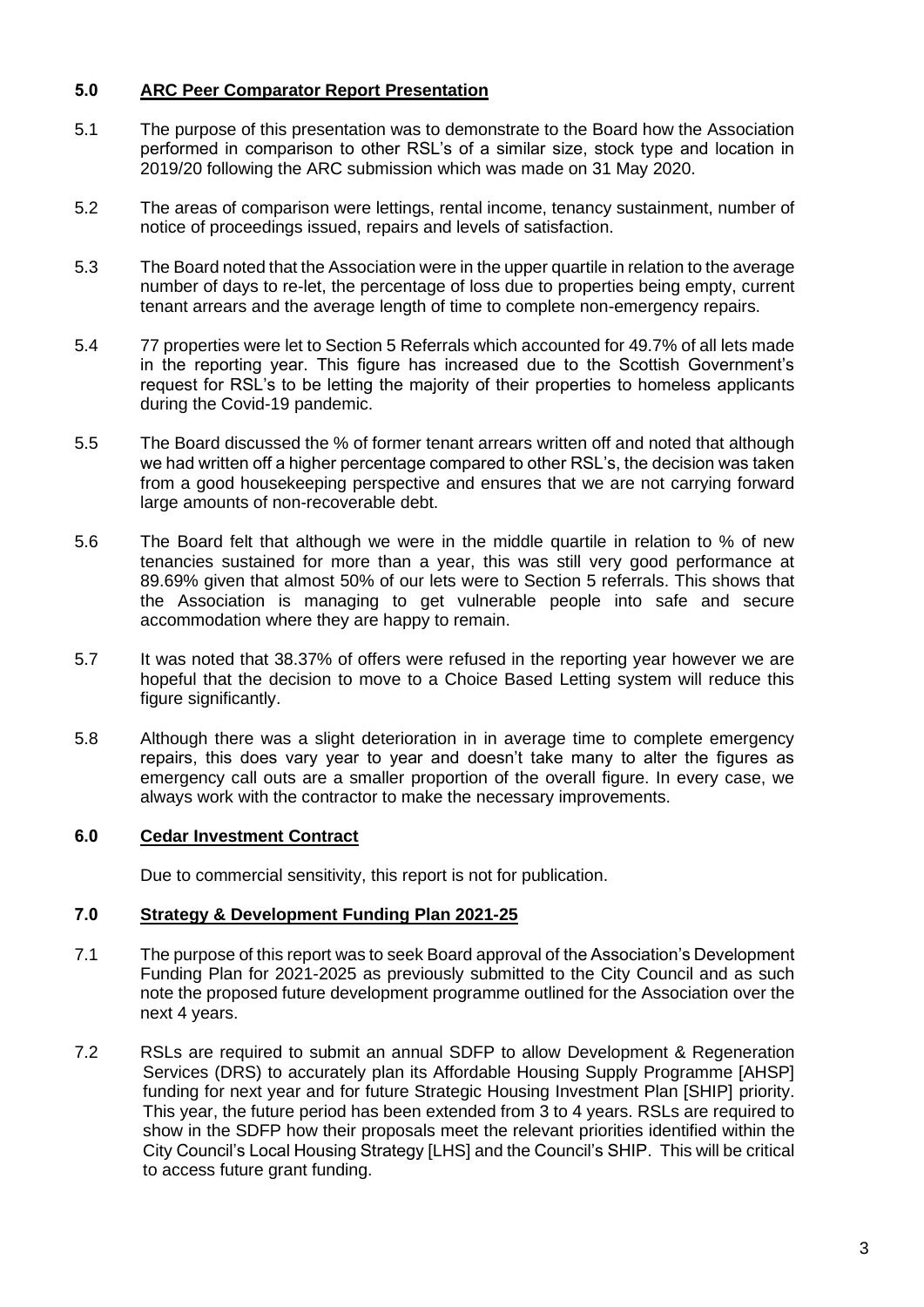## 5.0 ARC Peer Comparator Report Presentation

5.1 The purpose of this presentation was to demonstrate to the Board how the Association performed in comparison to other RSL's of a similar size, stock type and location in 2019/20 following the ARC submission which was made on 31 May 2020.

5.2 The areas of comparison were lettings, rental income, tenancy sustainment, number of notice of proceedings issued, repairs and levels of satisfaction.

5.3 The Board noted that the Association were in the upper quartile in relation to the average number of days to re-let, the percentage of loss due to properties being empty, current tenant arrears and the average length of time to complete non-emergency repairs.

5.4 77 properties were let to Section 5 Referrals which accounted for 49.7% of all lets made in the reporting year. This figure has increased due to the Scottish Government's request for RSL's to be letting the majority of their properties to homeless applicants during the Covid-19 pandemic.

5.5 The Board discussed the % of former tenant arrears written off and noted that although we had written off a higher percentage compared to other RSL's, the decision was taken from a good housekeeping perspective and ensures that we are not carrying forward large amounts of non-recoverable debt.

5.6 The Board felt that although we were in the middle quartile in relation to % of new tenancies sustained for more than a year, this was still very good performance at 89.69% given that almost 50% of our lets were to Section 5 referrals. This shows that the Association is managing to get vulnerable people into safe and secure accommodation where they are happy to remain.

5.7 It was noted that 38.37% of offers were refused in the reporting year however we are hopeful that the decision to move to a Choice Based Letting system will reduce this figure significantly.

5.8 Although there was a slight deterioration in in average time to complete emergency repairs, this does vary year to year and doesn't take many to alter the figures as emergency call outs are a smaller proportion of the overall figure. In every case, we always work with the contractor to make the necessary improvements.

## 6.0 Cedar Investment Contract

Due to commercial sensitivity, this report is not for publication.

## 7.0 Strategy & Development Funding Plan 2021-25

7.1 The purpose of this report was to seek Board approval of the Association's Development Funding Plan for 2021-2025 as previously submitted to the City Council and as such note the proposed future development programme outlined for the Association over the next 4 years.

7.2 RSLs are required to submit an annual SDFP to allow Development & Regeneration Services (DRS) to accurately plan its Affordable Housing Supply Programme [AHSP] funding for next year and for future Strategic Housing Investment Plan [SHIP] priority. This year, the future period has been extended from 3 to 4 years. RSLs are required to show in the SDFP how their proposals meet the relevant priorities identified within the City Council's Local Housing Strategy [LHS] and the Council's SHIP. This will be critical to access future grant funding.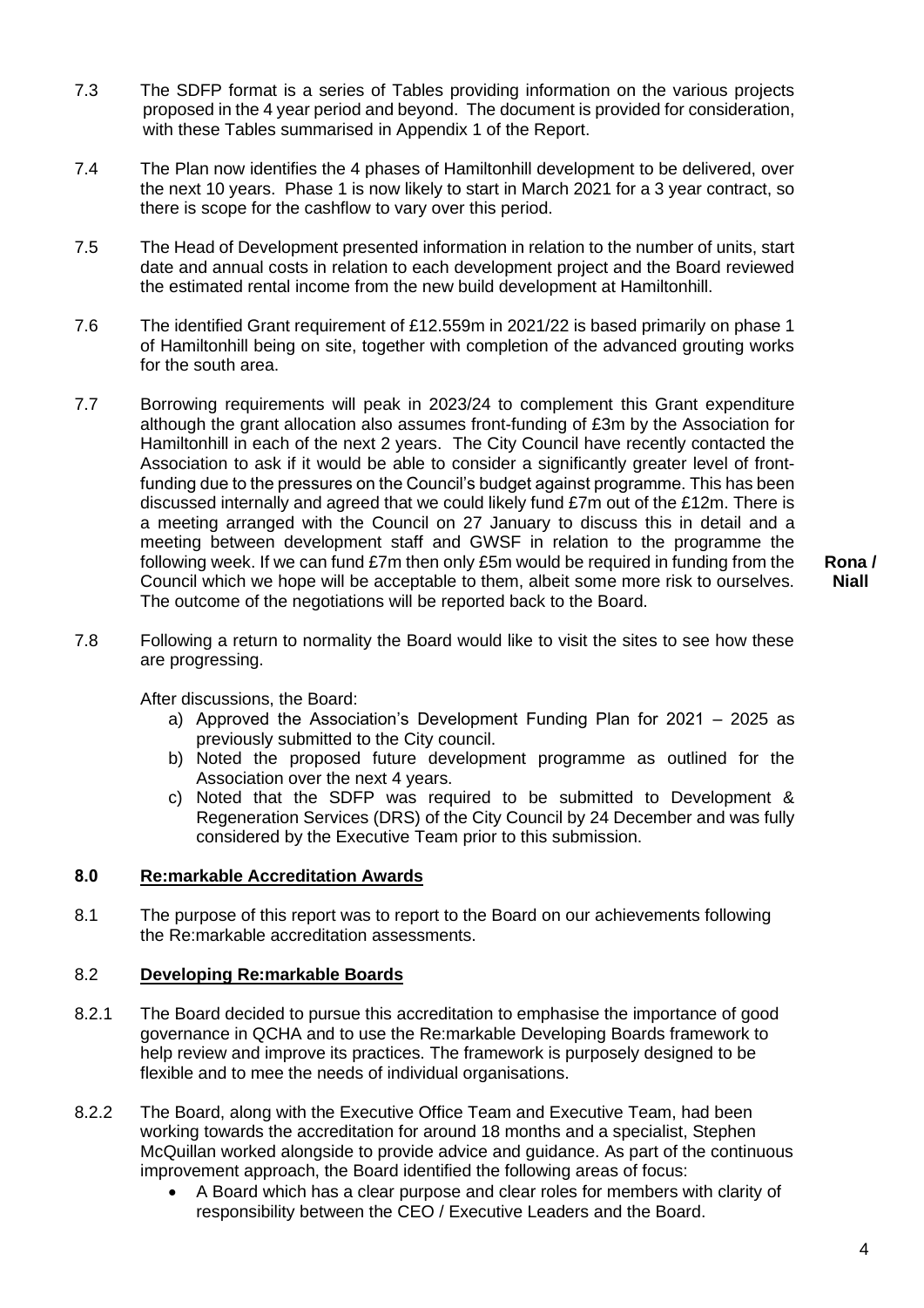7.3 The SDFP format is a series of Tables providing information on the various projects proposed in the 4 year period and beyond. The document is provided for consideration, with these Tables summarised in Appendix 1 of the Report.

7.4 The Plan now identifies the 4 phases of Hamiltonhill development to be delivered, over the next 10 years. Phase 1 is now likely to start in March 2021 for a 3 year contract, so there is scope for the cashflow to vary over this period.

7.5 The Head of Development presented information in relation to the number of units, start date and annual costs in relation to each development project and the Board reviewed the estimated rental income from the new build development at Hamiltonhill.

7.6 The identified Grant requirement of £12.559m in 2021/22 is based primarily on phase 1 of Hamiltonhill being on site, together with completion of the advanced grouting works for the south area.

7.7 Borrowing requirements will peak in 2023/24 to complement this Grant expenditure although the grant allocation also assumes front-funding of £3m by the Association for Hamiltonhill in each of the next 2 years. The City Council have recently contacted the Association to ask if it would be able to consider a significantly greater level of front-funding due to the pressures on the Council's budget against programme. This has been discussed internally and agreed that we could likely fund £7m out of the £12m. There is a meeting arranged with the Council on 27 January to discuss this in detail and a meeting between development staff and GWSF in relation to the programme the following week. If we can fund £7m then only £5m would be required in funding from the Council which we hope will be acceptable to them, albeit some more risk to ourselves. The outcome of the negotiations will be reported back to the Board. **Rona / Niall**

7.8 Following a return to normality the Board would like to visit the sites to see how these are progressing.

After discussions, the Board:

a) Approved the Association's Development Funding Plan for 2021 – 2025 as previously submitted to the City council.
b) Noted the proposed future development programme as outlined for the Association over the next 4 years.
c) Noted that the SDFP was required to be submitted to Development & Regeneration Services (DRS) of the City Council by 24 December and was fully considered by the Executive Team prior to this submission.

## 8.0 Re:markable Accreditation Awards

8.1 The purpose of this report was to report to the Board on our achievements following the Re:markable accreditation assessments.

### 8.2 Developing Re:markable Boards

8.2.1 The Board decided to pursue this accreditation to emphasise the importance of good governance in QCHA and to use the Re:markable Developing Boards framework to help review and improve its practices. The framework is purposely designed to be flexible and to mee the needs of individual organisations.

8.2.2 The Board, along with the Executive Office Team and Executive Team, had been working towards the accreditation for around 18 months and a specialist, Stephen McQuillan worked alongside to provide advice and guidance. As part of the continuous improvement approach, the Board identified the following areas of focus:

- A Board which has a clear purpose and clear roles for members with clarity of responsibility between the CEO / Executive Leaders and the Board.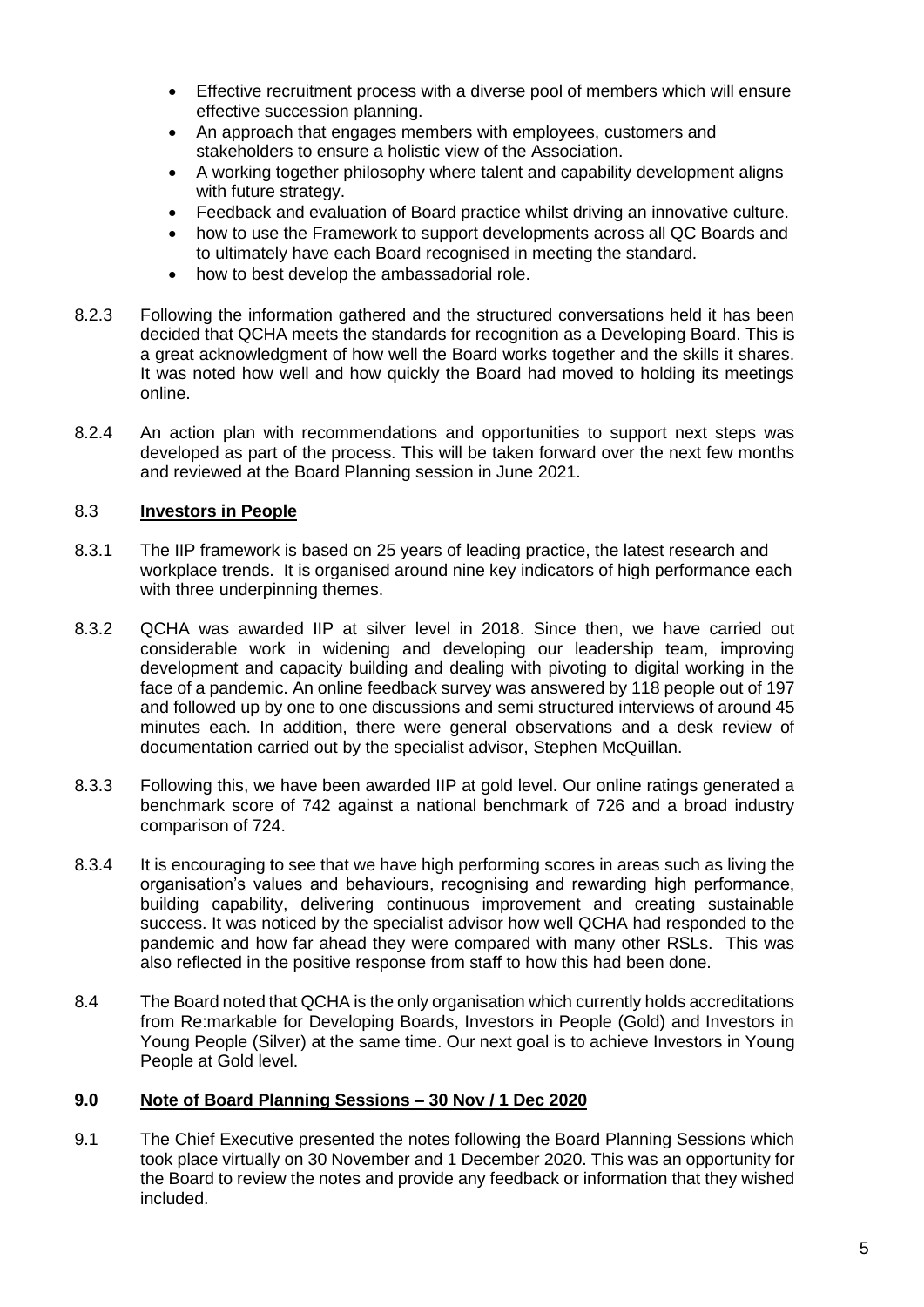- Effective recruitment process with a diverse pool of members which will ensure effective succession planning.
- An approach that engages members with employees, customers and stakeholders to ensure a holistic view of the Association.
- A working together philosophy where talent and capability development aligns with future strategy.
- Feedback and evaluation of Board practice whilst driving an innovative culture.
- how to use the Framework to support developments across all QC Boards and to ultimately have each Board recognised in meeting the standard.
- how to best develop the ambassadorial role.

8.2.3 Following the information gathered and the structured conversations held it has been decided that QCHA meets the standards for recognition as a Developing Board. This is a great acknowledgment of how well the Board works together and the skills it shares. It was noted how well and how quickly the Board had moved to holding its meetings online.

8.2.4 An action plan with recommendations and opportunities to support next steps was developed as part of the process. This will be taken forward over the next few months and reviewed at the Board Planning session in June 2021.

### 8.3 <u>Investors in People</u>

8.3.1 The IIP framework is based on 25 years of leading practice, the latest research and workplace trends. It is organised around nine key indicators of high performance each with three underpinning themes.

8.3.2 QCHA was awarded IIP at silver level in 2018. Since then, we have carried out considerable work in widening and developing our leadership team, improving development and capacity building and dealing with pivoting to digital working in the face of a pandemic. An online feedback survey was answered by 118 people out of 197 and followed up by one to one discussions and semi structured interviews of around 45 minutes each. In addition, there were general observations and a desk review of documentation carried out by the specialist advisor, Stephen McQuillan.

8.3.3 Following this, we have been awarded IIP at gold level. Our online ratings generated a benchmark score of 742 against a national benchmark of 726 and a broad industry comparison of 724.

8.3.4 It is encouraging to see that we have high performing scores in areas such as living the organisation's values and behaviours, recognising and rewarding high performance, building capability, delivering continuous improvement and creating sustainable success. It was noticed by the specialist advisor how well QCHA had responded to the pandemic and how far ahead they were compared with many other RSLs. This was also reflected in the positive response from staff to how this had been done.

8.4 The Board noted that QCHA is the only organisation which currently holds accreditations from Re:markable for Developing Boards, Investors in People (Gold) and Investors in Young People (Silver) at the same time. Our next goal is to achieve Investors in Young People at Gold level.

## 9.0 <u>Note of Board Planning Sessions – 30 Nov / 1 Dec 2020</u>

9.1 The Chief Executive presented the notes following the Board Planning Sessions which took place virtually on 30 November and 1 December 2020. This was an opportunity for the Board to review the notes and provide any feedback or information that they wished included.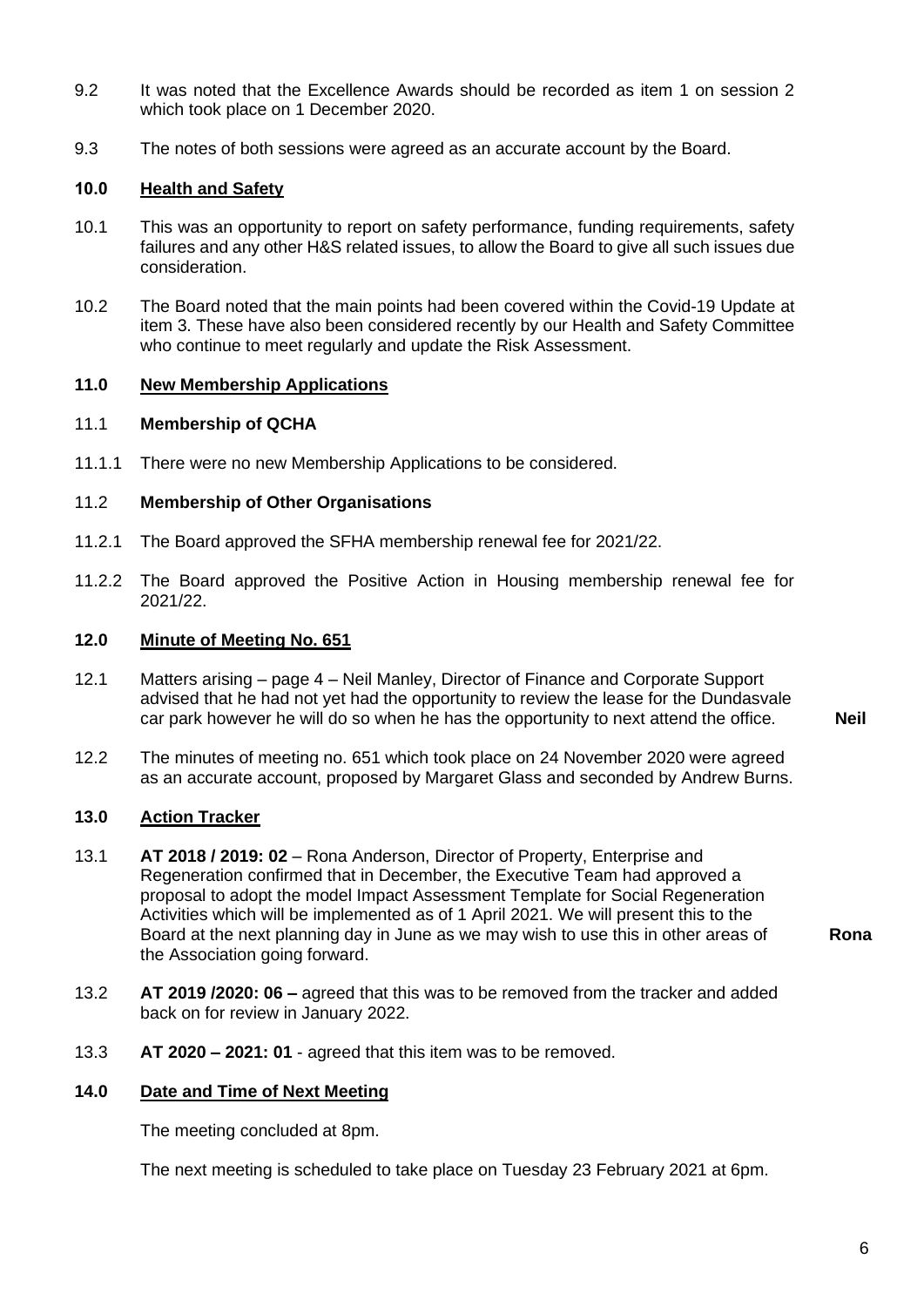9.2 It was noted that the Excellence Awards should be recorded as item 1 on session 2 which took place on 1 December 2020.

9.3 The notes of both sessions were agreed as an accurate account by the Board.

## 10.0 Health and Safety

10.1 This was an opportunity to report on safety performance, funding requirements, safety failures and any other H&S related issues, to allow the Board to give all such issues due consideration.

10.2 The Board noted that the main points had been covered within the Covid-19 Update at item 3. These have also been considered recently by our Health and Safety Committee who continue to meet regularly and update the Risk Assessment.

## 11.0 New Membership Applications

### 11.1 Membership of QCHA

11.1.1 There were no new Membership Applications to be considered.

### 11.2 Membership of Other Organisations

11.2.1 The Board approved the SFHA membership renewal fee for 2021/22.

11.2.2 The Board approved the Positive Action in Housing membership renewal fee for 2021/22.

## 12.0 Minute of Meeting No. 651

12.1 Matters arising – page 4 – Neil Manley, Director of Finance and Corporate Support advised that he had not yet had the opportunity to review the lease for the Dundasvale car park however he will do so when he has the opportunity to next attend the office. **Neil**

12.2 The minutes of meeting no. 651 which took place on 24 November 2020 were agreed as an accurate account, proposed by Margaret Glass and seconded by Andrew Burns.

## 13.0 Action Tracker

13.1 **AT 2018 / 2019: 02** – Rona Anderson, Director of Property, Enterprise and Regeneration confirmed that in December, the Executive Team had approved a proposal to adopt the model Impact Assessment Template for Social Regeneration Activities which will be implemented as of 1 April 2021. We will present this to the Board at the next planning day in June as we may wish to use this in other areas of the Association going forward. **Rona**

13.2 **AT 2019 /2020: 06 –** agreed that this was to be removed from the tracker and added back on for review in January 2022.

13.3 **AT 2020 – 2021: 01** - agreed that this item was to be removed.

## 14.0 Date and Time of Next Meeting

The meeting concluded at 8pm.

The next meeting is scheduled to take place on Tuesday 23 February 2021 at 6pm.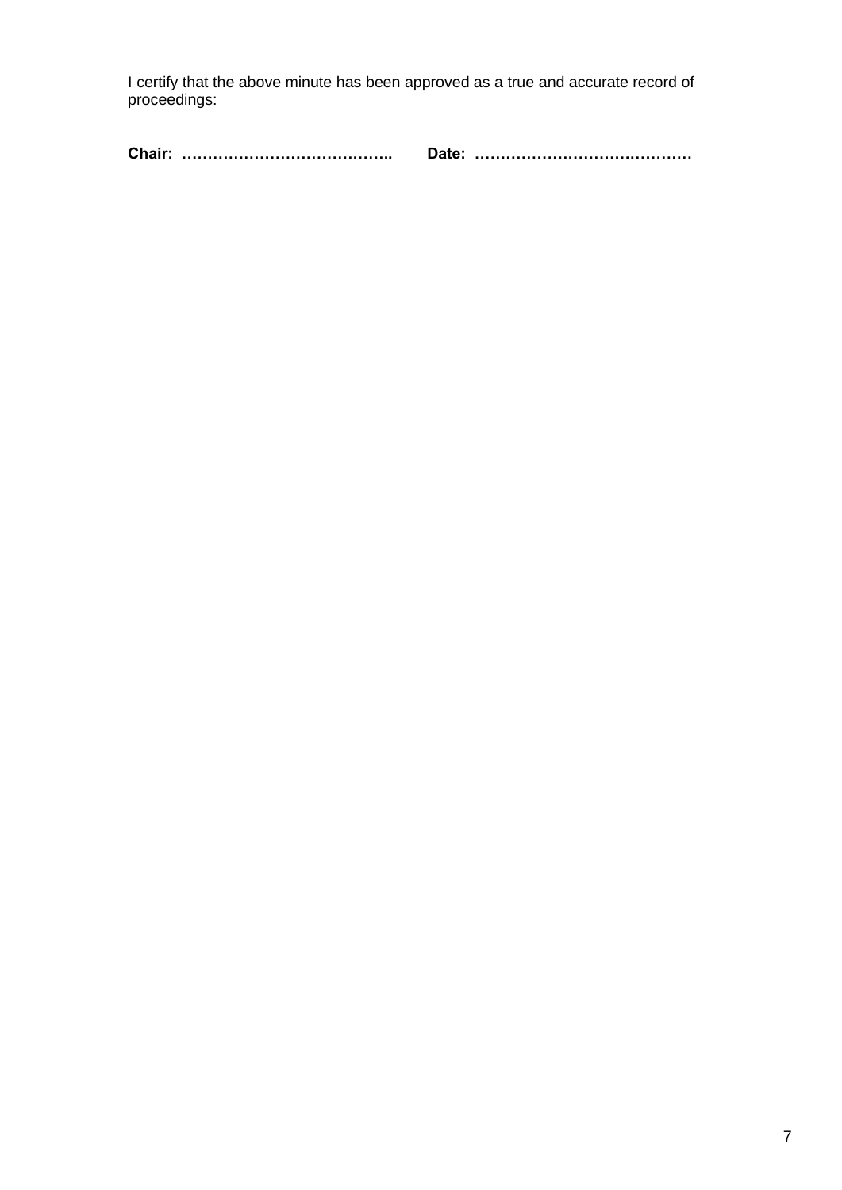I certify that the above minute has been approved as a true and accurate record of proceedings:

**Chair: …………………………………..     Date: ……………………………………**